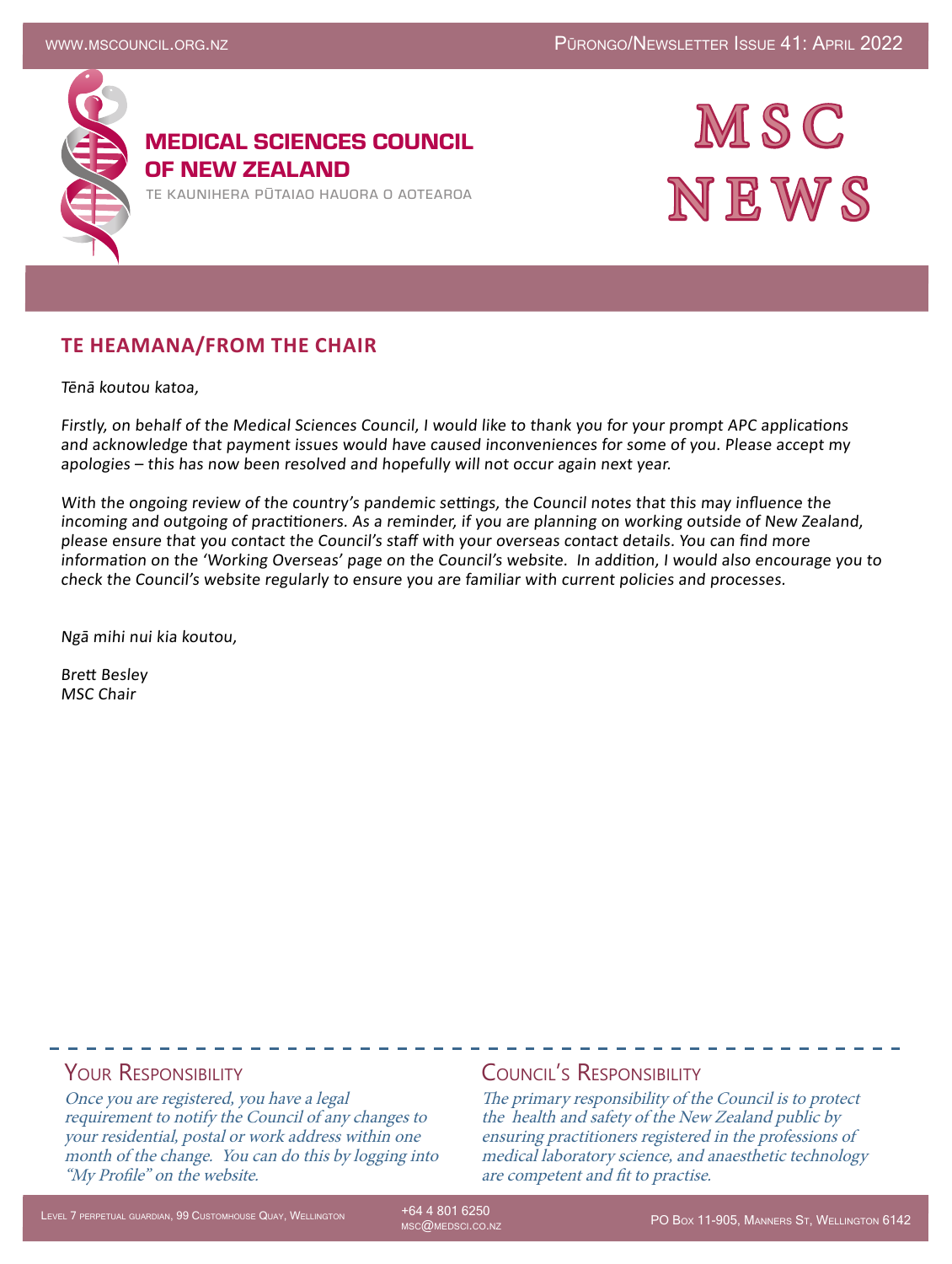# MEDICAL SCIENCES COUNCIL OF NEW ZEALAND

TE KAUNIHERA PŪTAIAO HAUORA O AOTEAROA

# MSC NEWS

Pūrongo/Newsletter Issue 41: April 2022

## TE HEAMANA/FROM THE CHAIR

*Tēnā koutou katoa,*

*Firstly, on behalf of the Medical Sciences Council, I would like to thank you for your prompt APC applications and acknowledge that payment issues would have caused inconveniences for some of you. Please accept my apologies – this has now been resolved and hopefully will not occur again next year.*

*With the ongoing review of the country's pandemic settings, the Council notes that this may influence the incoming and outgoing of practitioners. As a reminder, if you are planning on working outside of New Zealand, please ensure that you contact the Council's staff with your overseas contact details. You can find more information on the 'Working Overseas' page on the Council's website. In addition, I would also encourage you to check the Council's website regularly to ensure you are familiar with current policies and processes.*

*Ngā mihi nui kia koutou,*

*Brett Besley*
*MSC Chair*

### Your Responsibility

*Once you are registered, you have a legal requirement to notify the Council of any changes to your residential, postal or work address within one month of the change. You can do this by logging into "My Profile" on the website.*

### Council's Responsibility

*The primary responsibility of the Council is to protect the health and safety of the New Zealand public by ensuring practitioners registered in the professions of medical laboratory science, and anaesthetic technology are competent and fit to practise.*

Level 7 Perpetual Guardian, 99 Customhouse Quay, Wellington | +64 4 801 6250 | msc@medsci.co.nz | PO Box 11-905, Manners St, Wellington 6142 | www.mscouncil.org.nz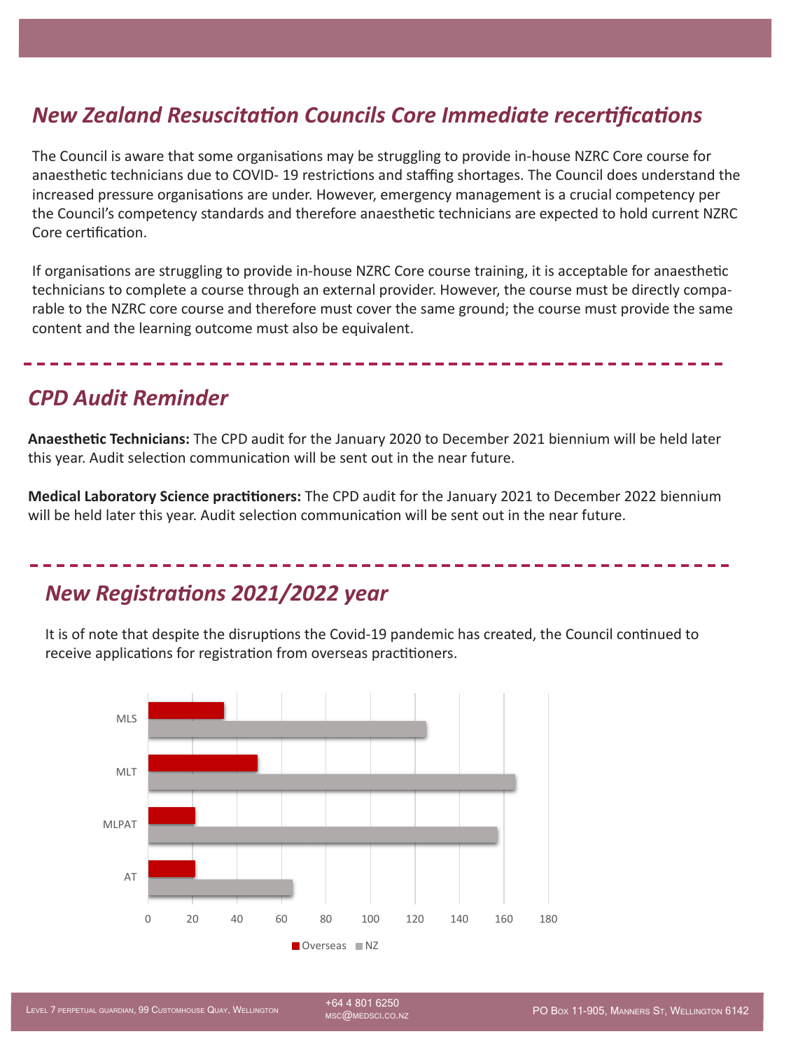## New Zealand Resuscitation Councils Core Immediate recertifications

The Council is aware that some organisations may be struggling to provide in-house NZRC Core course for anaesthetic technicians due to COVID- 19 restrictions and staffing shortages. The Council does understand the increased pressure organisations are under. However, emergency management is a crucial competency per the Council's competency standards and therefore anaesthetic technicians are expected to hold current NZRC Core certification.

If organisations are struggling to provide in-house NZRC Core course training, it is acceptable for anaesthetic technicians to complete a course through an external provider. However, the course must be directly comparable to the NZRC core course and therefore must cover the same ground; the course must provide the same content and the learning outcome must also be equivalent.

## CPD Audit Reminder

**Anaesthetic Technicians:** The CPD audit for the January 2020 to December 2021 biennium will be held later this year. Audit selection communication will be sent out in the near future.

**Medical Laboratory Science practitioners:** The CPD audit for the January 2021 to December 2022 biennium will be held later this year. Audit selection communication will be sent out in the near future.

## New Registrations 2021/2022 year

It is of note that despite the disruptions the Covid-19 pandemic has created, the Council continued to receive applications for registration from overseas practitioners.

MLS
MLT
MLPAT
AT

0 20 40 60 80 100 120 140 160 180

Overseas NZ